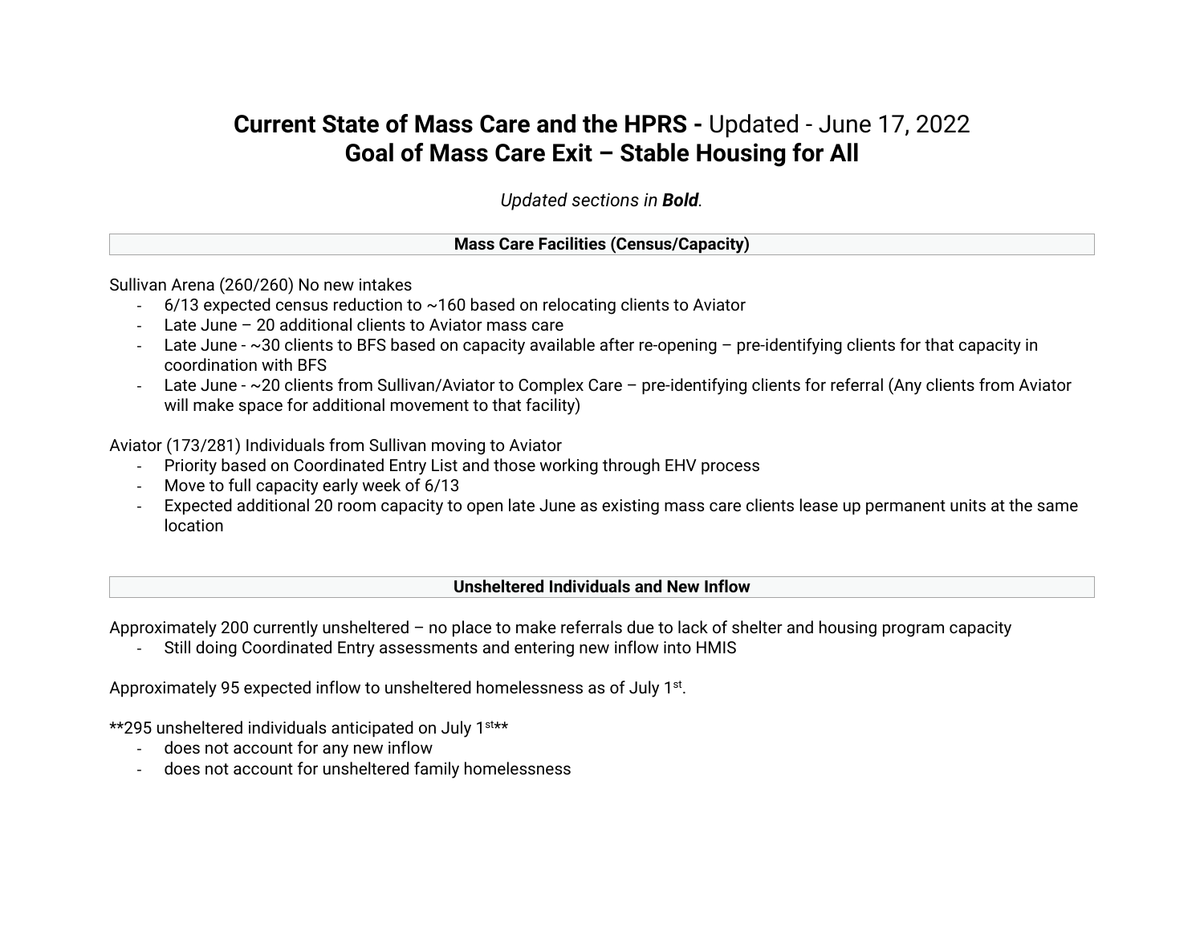# **Current State of Mass Care and the HPRS -** Updated - June 17, 2022
## Goal of Mass Care Exit – Stable Housing for All

*Updated sections in **Bold**.*

### Mass Care Facilities (Census/Capacity)

Sullivan Arena (260/260) No new intakes

- 6/13 expected census reduction to ~160 based on relocating clients to Aviator
- Late June – 20 additional clients to Aviator mass care
- Late June - ~30 clients to BFS based on capacity available after re-opening – pre-identifying clients for that capacity in coordination with BFS
- Late June - ~20 clients from Sullivan/Aviator to Complex Care – pre-identifying clients for referral (Any clients from Aviator will make space for additional movement to that facility)

Aviator (173/281) Individuals from Sullivan moving to Aviator

- Priority based on Coordinated Entry List and those working through EHV process
- Move to full capacity early week of 6/13
- Expected additional 20 room capacity to open late June as existing mass care clients lease up permanent units at the same location

### Unsheltered Individuals and New Inflow

Approximately 200 currently unsheltered – no place to make referrals due to lack of shelter and housing program capacity

- Still doing Coordinated Entry assessments and entering new inflow into HMIS

Approximately 95 expected inflow to unsheltered homelessness as of July 1st.

**295 unsheltered individuals anticipated on July 1st**

- does not account for any new inflow
- does not account for unsheltered family homelessness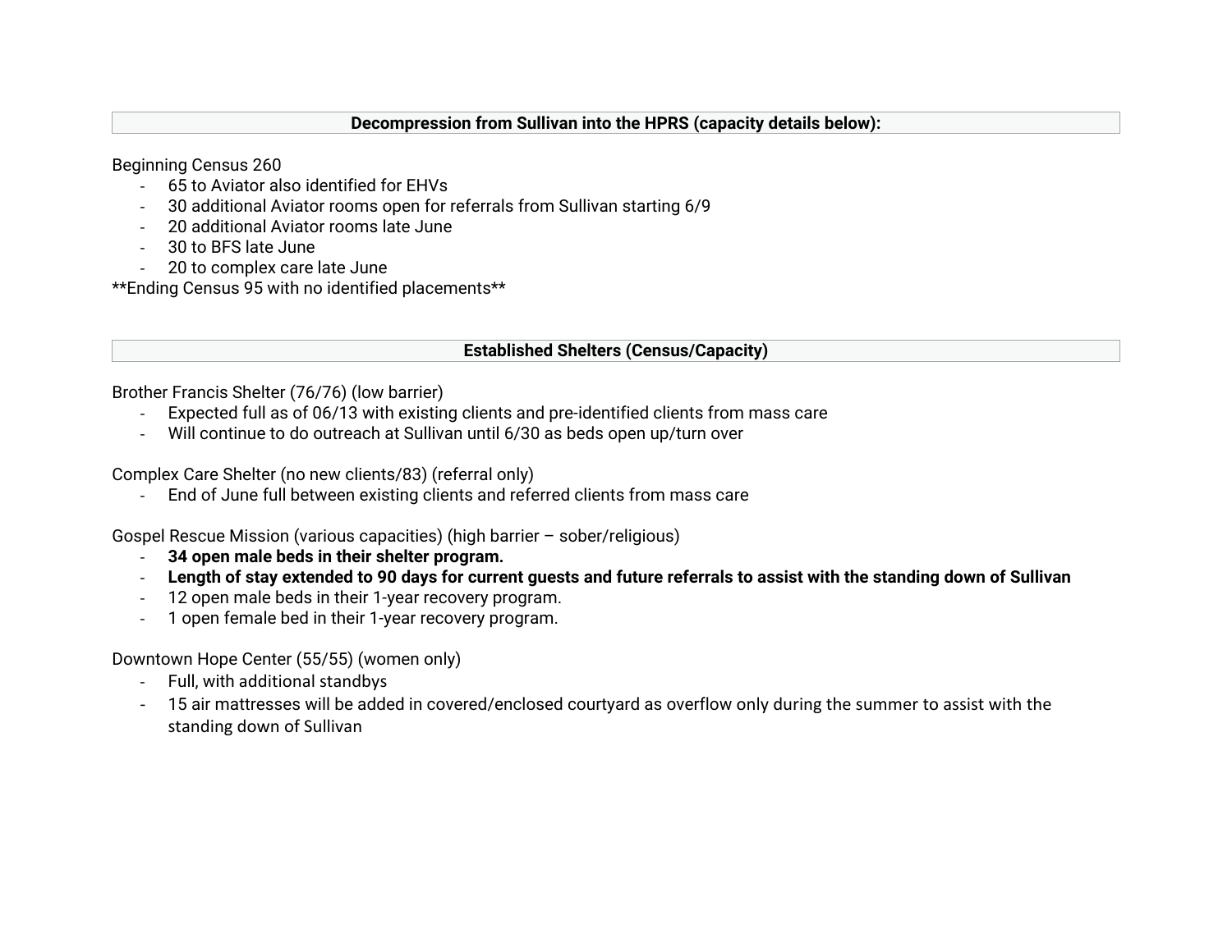## Decompression from Sullivan into the HPRS (capacity details below):

Beginning Census 260

- 65 to Aviator also identified for EHVs
- 30 additional Aviator rooms open for referrals from Sullivan starting 6/9
- 20 additional Aviator rooms late June
- 30 to BFS late June
- 20 to complex care late June

**Ending Census 95 with no identified placements**

## Established Shelters (Census/Capacity)

Brother Francis Shelter (76/76) (low barrier)

- Expected full as of 06/13 with existing clients and pre-identified clients from mass care
- Will continue to do outreach at Sullivan until 6/30 as beds open up/turn over

Complex Care Shelter (no new clients/83) (referral only)

- End of June full between existing clients and referred clients from mass care

Gospel Rescue Mission (various capacities) (high barrier – sober/religious)

- **34 open male beds in their shelter program.**
- **Length of stay extended to 90 days for current guests and future referrals to assist with the standing down of Sullivan**
- 12 open male beds in their 1-year recovery program.
- 1 open female bed in their 1-year recovery program.

Downtown Hope Center (55/55) (women only)

- Full, with additional standbys
- 15 air mattresses will be added in covered/enclosed courtyard as overflow only during the summer to assist with the standing down of Sullivan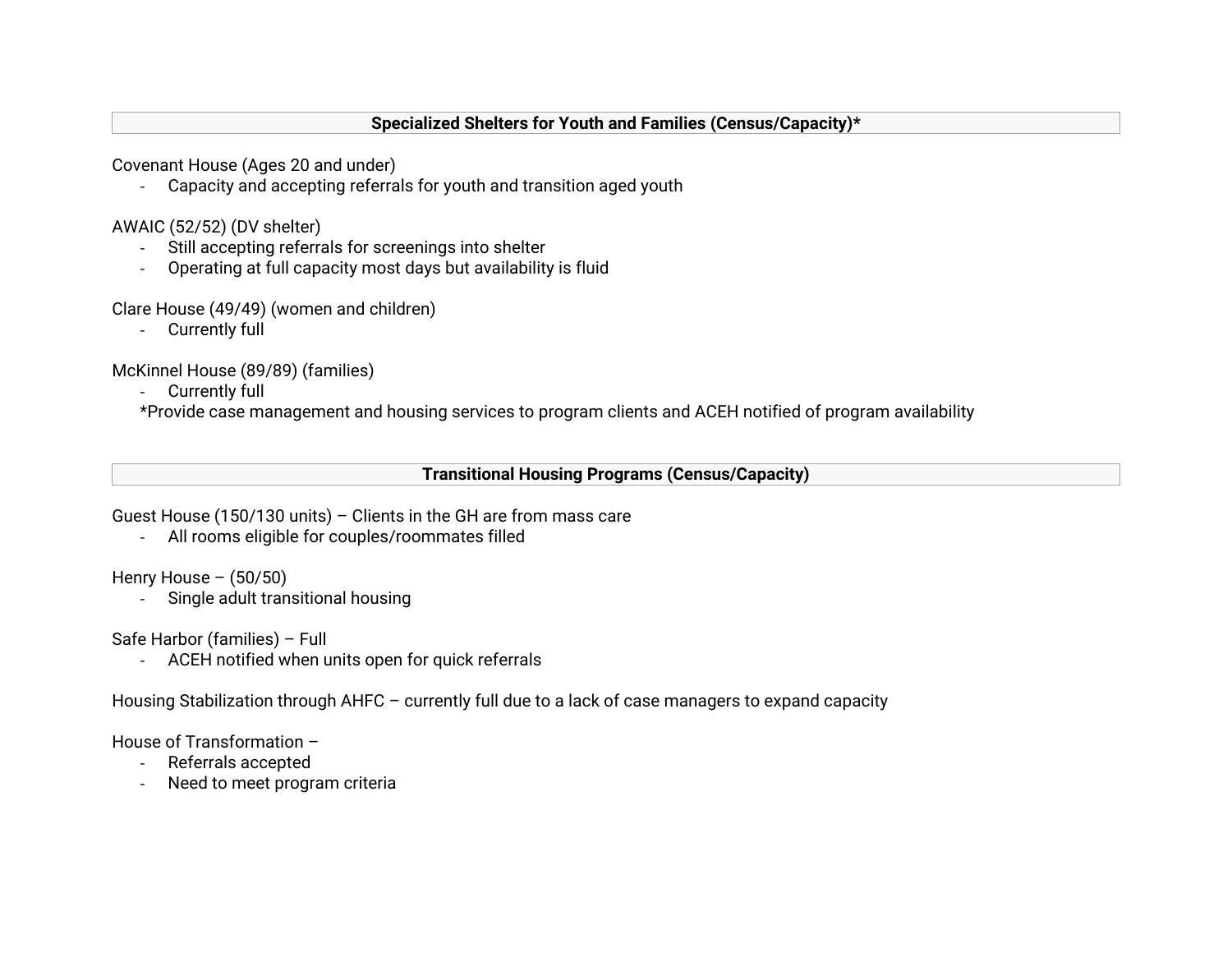## Specialized Shelters for Youth and Families (Census/Capacity)*

Covenant House (Ages 20 and under)

- Capacity and accepting referrals for youth and transition aged youth

AWAIC (52/52) (DV shelter)

- Still accepting referrals for screenings into shelter
- Operating at full capacity most days but availability is fluid

Clare House (49/49) (women and children)

- Currently full

McKinnel House (89/89) (families)

- Currently full

*Provide case management and housing services to program clients and ACEH notified of program availability

## Transitional Housing Programs (Census/Capacity)

Guest House (150/130 units) – Clients in the GH are from mass care

- All rooms eligible for couples/roommates filled

Henry House – (50/50)

- Single adult transitional housing

Safe Harbor (families) – Full

- ACEH notified when units open for quick referrals

Housing Stabilization through AHFC – currently full due to a lack of case managers to expand capacity

House of Transformation –

- Referrals accepted
- Need to meet program criteria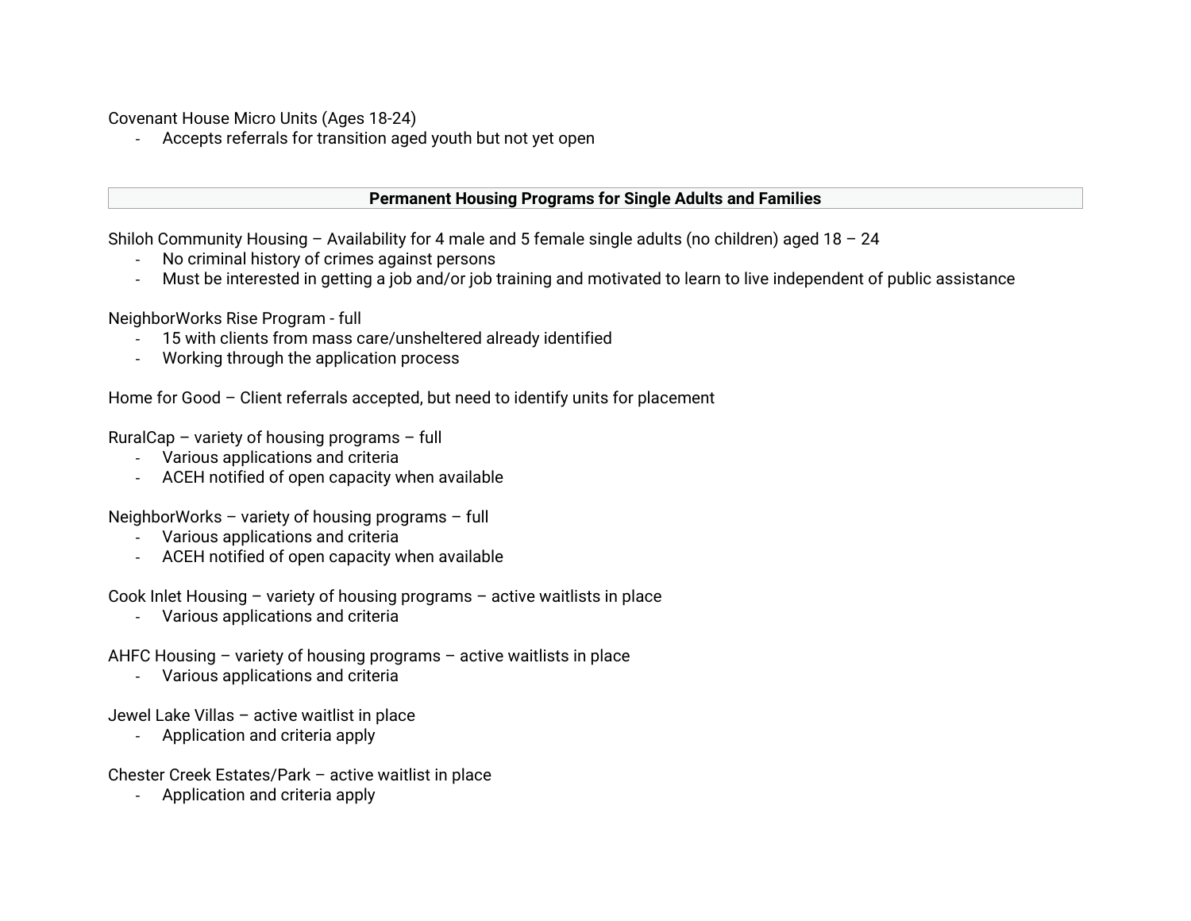Covenant House Micro Units (Ages 18-24)

- Accepts referrals for transition aged youth but not yet open

## Permanent Housing Programs for Single Adults and Families

Shiloh Community Housing – Availability for 4 male and 5 female single adults (no children) aged 18 – 24

- No criminal history of crimes against persons
- Must be interested in getting a job and/or job training and motivated to learn to live independent of public assistance

NeighborWorks Rise Program - full

- 15 with clients from mass care/unsheltered already identified
- Working through the application process

Home for Good – Client referrals accepted, but need to identify units for placement

RuralCap – variety of housing programs – full

- Various applications and criteria
- ACEH notified of open capacity when available

NeighborWorks – variety of housing programs – full

- Various applications and criteria
- ACEH notified of open capacity when available

Cook Inlet Housing – variety of housing programs – active waitlists in place

- Various applications and criteria

AHFC Housing – variety of housing programs – active waitlists in place

- Various applications and criteria

Jewel Lake Villas – active waitlist in place

- Application and criteria apply

Chester Creek Estates/Park – active waitlist in place

- Application and criteria apply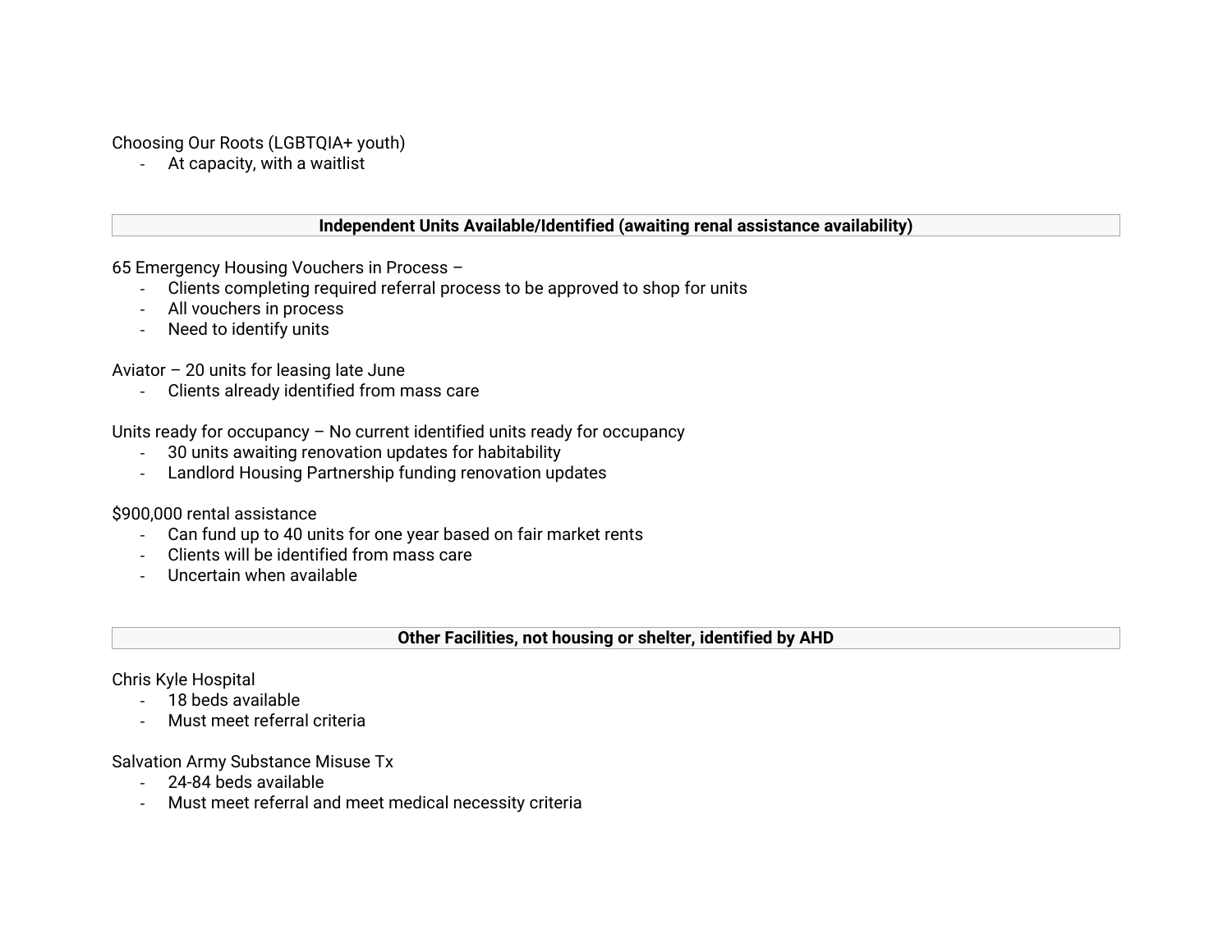Choosing Our Roots (LGBTQIA+ youth)

- At capacity, with a waitlist

## Independent Units Available/Identified (awaiting renal assistance availability)

65 Emergency Housing Vouchers in Process –

- Clients completing required referral process to be approved to shop for units
- All vouchers in process
- Need to identify units

Aviator – 20 units for leasing late June

- Clients already identified from mass care

Units ready for occupancy – No current identified units ready for occupancy

- 30 units awaiting renovation updates for habitability
- Landlord Housing Partnership funding renovation updates

$900,000 rental assistance

- Can fund up to 40 units for one year based on fair market rents
- Clients will be identified from mass care
- Uncertain when available

## Other Facilities, not housing or shelter, identified by AHD

Chris Kyle Hospital

- 18 beds available
- Must meet referral criteria

Salvation Army Substance Misuse Tx

- 24-84 beds available
- Must meet referral and meet medical necessity criteria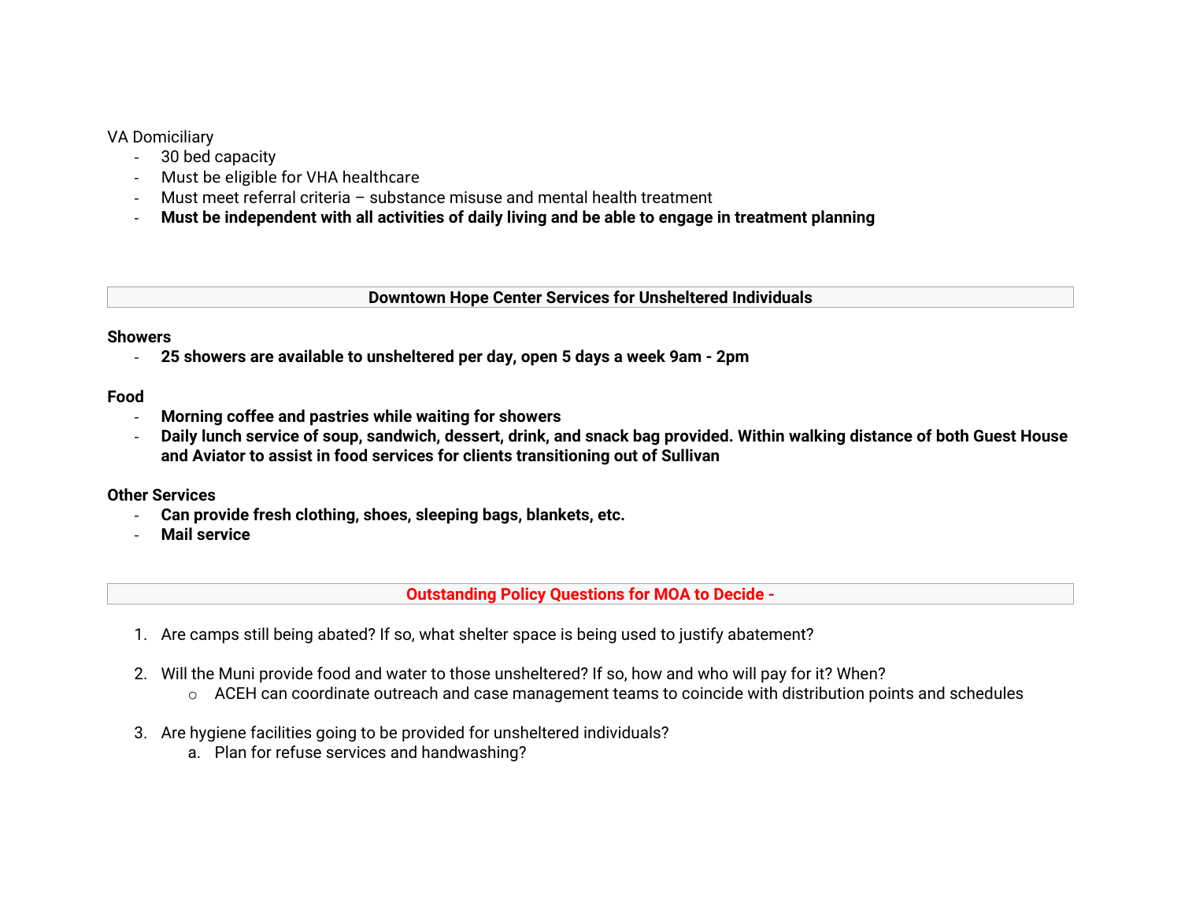VA Domiciliary

- 30 bed capacity
- Must be eligible for VHA healthcare
- Must meet referral criteria – substance misuse and mental health treatment
- **Must be independent with all activities of daily living and be able to engage in treatment planning**

## Downtown Hope Center Services for Unsheltered Individuals

**Showers**

- **25 showers are available to unsheltered per day, open 5 days a week 9am - 2pm**

**Food**

- **Morning coffee and pastries while waiting for showers**
- **Daily lunch service of soup, sandwich, dessert, drink, and snack bag provided. Within walking distance of both Guest House and Aviator to assist in food services for clients transitioning out of Sullivan**

**Other Services**

- **Can provide fresh clothing, shoes, sleeping bags, blankets, etc.**
- **Mail service**

## Outstanding Policy Questions for MOA to Decide -

1. Are camps still being abated? If so, what shelter space is being used to justify abatement?

2. Will the Muni provide food and water to those unsheltered? If so, how and who will pay for it? When?
   - ACEH can coordinate outreach and case management teams to coincide with distribution points and schedules

3. Are hygiene facilities going to be provided for unsheltered individuals?
   a. Plan for refuse services and handwashing?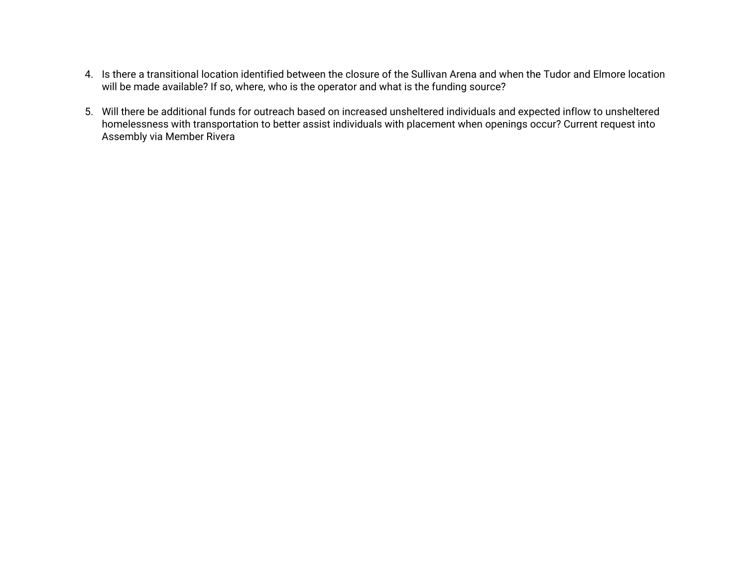4. Is there a transitional location identified between the closure of the Sullivan Arena and when the Tudor and Elmore location will be made available? If so, where, who is the operator and what is the funding source?

5. Will there be additional funds for outreach based on increased unsheltered individuals and expected inflow to unsheltered homelessness with transportation to better assist individuals with placement when openings occur? Current request into Assembly via Member Rivera